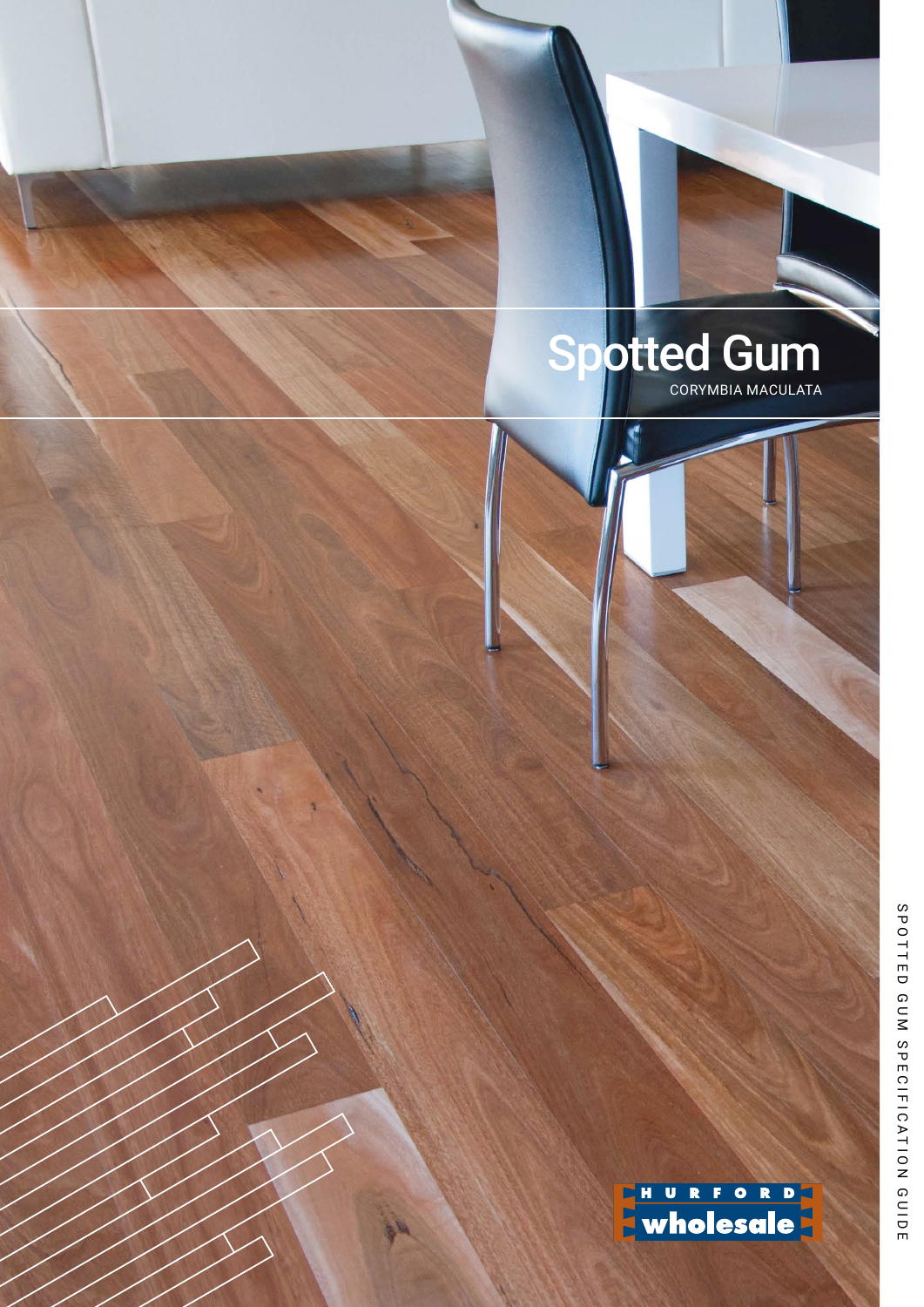# Spotted Gum

CORYMBIA MACULATA

HURFORD wholesale

SPOTTED GUM SPECIFICATION GUIDE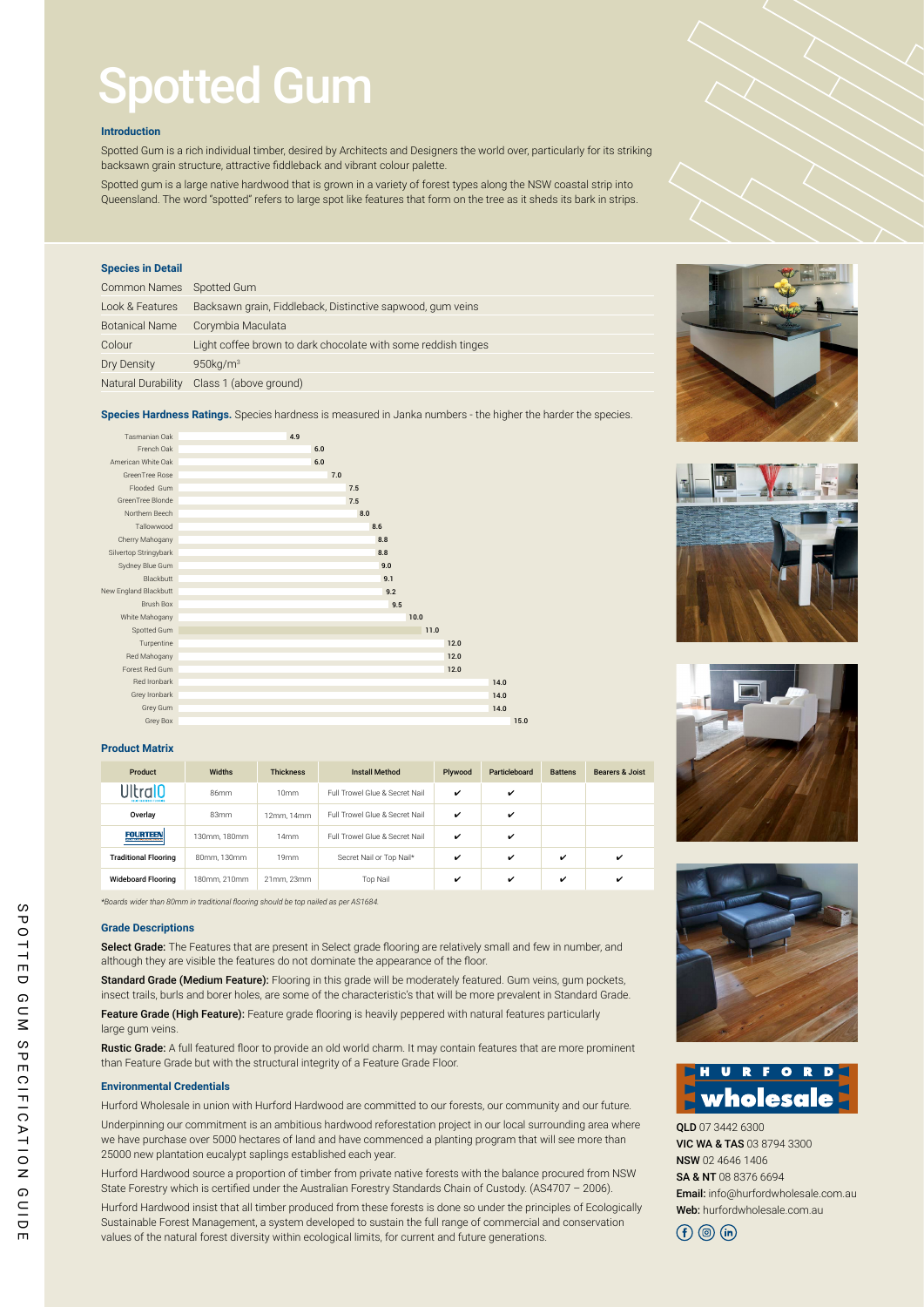# Spotted Gum

### Introduction

Spotted Gum is a rich individual timber, desired by Architects and Designers the world over, particularly for its striking backsawn grain structure, attractive fiddleback and vibrant colour palette.

Spotted gum is a large native hardwood that is grown in a variety of forest types along the NSW coastal strip into Queensland. The word "spotted" refers to large spot like features that form on the tree as it sheds its bark in strips.

### Species in Detail

| | |
|---|---|
| Common Names | Spotted Gum |
| Look & Features | Backsawn grain, Fiddleback, Distinctive sapwood, gum veins |
| Botanical Name | Corymbia Maculata |
| Colour | Light coffee brown to dark chocolate with some reddish tinges |
| Dry Density | 950kg/m³ |
| Natural Durability | Class 1 (above ground) |

**Species Hardness Ratings.** Species hardness is measured in Janka numbers - the higher the harder the species.

Tasmanian Oak 4.9
French Oak 6.0
American White Oak 6.0
GreenTree Rose 7.0
Flooded Gum 7.5
GreenTree Blonde 7.5
Northern Beech 8.0
Tallowwood 8.6
Cherry Mahogany 8.8
Silvertop Stringybark 8.8
Sydney Blue Gum 9.0
Blackbutt 9.1
New England Blackbutt 9.2
Brush Box 9.5
White Mahogany 10.0
Spotted Gum 11.0
Turpentine 12.0
Red Mahogany 12.0
Forest Red Gum 12.0
Red Ironbark 14.0
Grey Ironbark 14.0
Grey Gum 14.0
Grey Box 15.0

### Product Matrix

| Product | Widths | Thickness | Install Method | Plywood | Particleboard | Battens | Bearers & Joist |
|---|---|---|---|---|---|---|---|
| UltraIQ | 86mm | 10mm | Full Trowel Glue & Secret Nail | ✔ | ✔ | | |
| Overlay | 83mm | 12mm, 14mm | Full Trowel Glue & Secret Nail | ✔ | ✔ | | |
| FOURTEEN | 130mm, 180mm | 14mm | Full Trowel Glue & Secret Nail | ✔ | ✔ | | |
| Traditional Flooring | 80mm, 130mm | 19mm | Secret Nail or Top Nail* | ✔ | ✔ | ✔ | ✔ |
| Wideboard Flooring | 180mm, 210mm | 21mm, 23mm | Top Nail | ✔ | ✔ | ✔ | ✔ |

*Boards wider than 80mm in traditional flooring should be top nailed as per AS1684.*

### Grade Descriptions

**Select Grade:** The Features that are present in Select grade flooring are relatively small and few in number, and although they are visible the features do not dominate the appearance of the floor.

**Standard Grade (Medium Feature):** Flooring in this grade will be moderately featured. Gum veins, gum pockets, insect trails, burls and borer holes, are some of the characteristic's that will be more prevalent in Standard Grade.

**Feature Grade (High Feature):** Feature grade flooring is heavily peppered with natural features particularly large gum veins.

**Rustic Grade:** A full featured floor to provide an old world charm. It may contain features that are more prominent than Feature Grade but with the structural integrity of a Feature Grade Floor.

### Environmental Credentials

Hurford Wholesale in union with Hurford Hardwood are committed to our forests, our community and our future.

Underpinning our commitment is an ambitious hardwood reforestation project in our local surrounding area where we have purchase over 5000 hectares of land and have commenced a planting program that will see more than 25000 new plantation eucalypt saplings established each year.

Hurford Hardwood source a proportion of timber from private native forests with the balance procured from NSW State Forestry which is certified under the Australian Forestry Standards Chain of Custody. (AS4707 – 2006).

Hurford Hardwood insist that all timber produced from these forests is done so under the principles of Ecologically Sustainable Forest Management, a system developed to sustain the full range of commercial and conservation values of the natural forest diversity within ecological limits, for current and future generations.

HURFORD wholesale

**QLD** 07 3442 6300
**VIC WA & TAS** 03 8794 3300
**NSW** 02 4646 1406
**SA & NT** 08 8376 6694
**Email:** info@hurfordwholesale.com.au
**Web:** hurfordwholesale.com.au